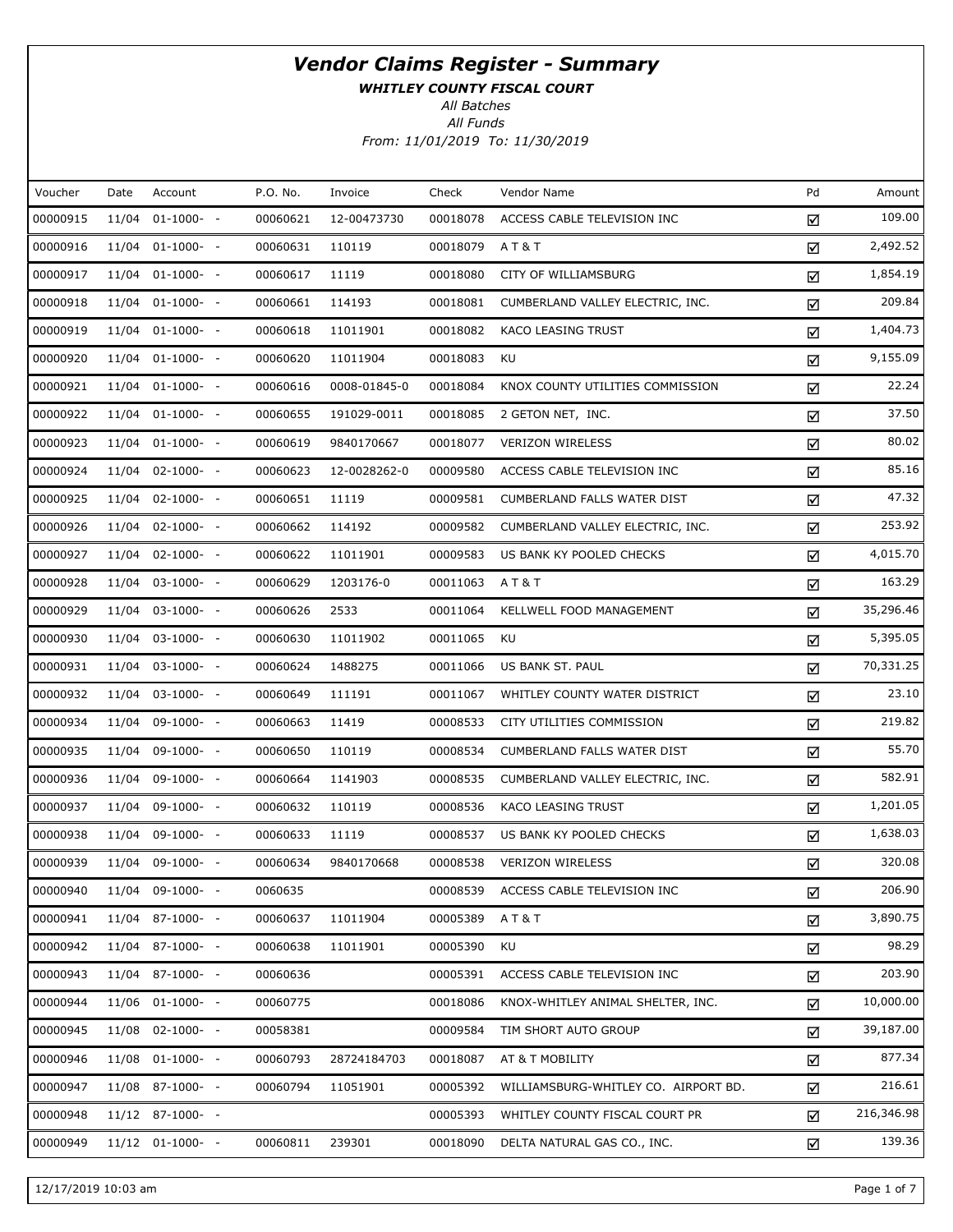# Vendor Claims Register - Summary

***WHITLEY COUNTY FISCAL COURT***

*All Batches*

*All Funds*

*From: 11/01/2019 To: 11/30/2019*

| Voucher | Date | Account | P.O. No. | Invoice | Check | Vendor Name | Pd | Amount |
|---|---|---|---|---|---|---|---|---|
| 00000915 | 11/04 | 01-1000- - | 00060621 | 12-00473730 | 00018078 | ACCESS CABLE TELEVISION INC | ☑ | 109.00 |
| 00000916 | 11/04 | 01-1000- - | 00060631 | 110119 | 00018079 | A T & T | ☑ | 2,492.52 |
| 00000917 | 11/04 | 01-1000- - | 00060617 | 11119 | 00018080 | CITY OF WILLIAMSBURG | ☑ | 1,854.19 |
| 00000918 | 11/04 | 01-1000- - | 00060661 | 114193 | 00018081 | CUMBERLAND VALLEY ELECTRIC, INC. | ☑ | 209.84 |
| 00000919 | 11/04 | 01-1000- - | 00060618 | 11011901 | 00018082 | KACO LEASING TRUST | ☑ | 1,404.73 |
| 00000920 | 11/04 | 01-1000- - | 00060620 | 11011904 | 00018083 | KU | ☑ | 9,155.09 |
| 00000921 | 11/04 | 01-1000- - | 00060616 | 0008-01845-0 | 00018084 | KNOX COUNTY UTILITIES COMMISSION | ☑ | 22.24 |
| 00000922 | 11/04 | 01-1000- - | 00060655 | 191029-0011 | 00018085 | 2 GETON NET, INC. | ☑ | 37.50 |
| 00000923 | 11/04 | 01-1000- - | 00060619 | 9840170667 | 00018077 | VERIZON WIRELESS | ☑ | 80.02 |
| 00000924 | 11/04 | 02-1000- - | 00060623 | 12-0028262-0 | 00009580 | ACCESS CABLE TELEVISION INC | ☑ | 85.16 |
| 00000925 | 11/04 | 02-1000- - | 00060651 | 11119 | 00009581 | CUMBERLAND FALLS WATER DIST | ☑ | 47.32 |
| 00000926 | 11/04 | 02-1000- - | 00060662 | 114192 | 00009582 | CUMBERLAND VALLEY ELECTRIC, INC. | ☑ | 253.92 |
| 00000927 | 11/04 | 02-1000- - | 00060622 | 11011901 | 00009583 | US BANK KY POOLED CHECKS | ☑ | 4,015.70 |
| 00000928 | 11/04 | 03-1000- - | 00060629 | 1203176-0 | 00011063 | A T & T | ☑ | 163.29 |
| 00000929 | 11/04 | 03-1000- - | 00060626 | 2533 | 00011064 | KELLWELL FOOD MANAGEMENT | ☑ | 35,296.46 |
| 00000930 | 11/04 | 03-1000- - | 00060630 | 11011902 | 00011065 | KU | ☑ | 5,395.05 |
| 00000931 | 11/04 | 03-1000- - | 00060624 | 1488275 | 00011066 | US BANK ST. PAUL | ☑ | 70,331.25 |
| 00000932 | 11/04 | 03-1000- - | 00060649 | 111191 | 00011067 | WHITLEY COUNTY WATER DISTRICT | ☑ | 23.10 |
| 00000934 | 11/04 | 09-1000- - | 00060663 | 11419 | 00008533 | CITY UTILITIES COMMISSION | ☑ | 219.82 |
| 00000935 | 11/04 | 09-1000- - | 00060650 | 110119 | 00008534 | CUMBERLAND FALLS WATER DIST | ☑ | 55.70 |
| 00000936 | 11/04 | 09-1000- - | 00060664 | 1141903 | 00008535 | CUMBERLAND VALLEY ELECTRIC, INC. | ☑ | 582.91 |
| 00000937 | 11/04 | 09-1000- - | 00060632 | 110119 | 00008536 | KACO LEASING TRUST | ☑ | 1,201.05 |
| 00000938 | 11/04 | 09-1000- - | 00060633 | 11119 | 00008537 | US BANK KY POOLED CHECKS | ☑ | 1,638.03 |
| 00000939 | 11/04 | 09-1000- - | 00060634 | 9840170668 | 00008538 | VERIZON WIRELESS | ☑ | 320.08 |
| 00000940 | 11/04 | 09-1000- - | 0060635 | | 00008539 | ACCESS CABLE TELEVISION INC | ☑ | 206.90 |
| 00000941 | 11/04 | 87-1000- - | 00060637 | 11011904 | 00005389 | A T & T | ☑ | 3,890.75 |
| 00000942 | 11/04 | 87-1000- - | 00060638 | 11011901 | 00005390 | KU | ☑ | 98.29 |
| 00000943 | 11/04 | 87-1000- - | 00060636 | | 00005391 | ACCESS CABLE TELEVISION INC | ☑ | 203.90 |
| 00000944 | 11/06 | 01-1000- - | 00060775 | | 00018086 | KNOX-WHITLEY ANIMAL SHELTER, INC. | ☑ | 10,000.00 |
| 00000945 | 11/08 | 02-1000- - | 00058381 | | 00009584 | TIM SHORT AUTO GROUP | ☑ | 39,187.00 |
| 00000946 | 11/08 | 01-1000- - | 00060793 | 28724184703 | 00018087 | AT & T MOBILITY | ☑ | 877.34 |
| 00000947 | 11/08 | 87-1000- - | 00060794 | 11051901 | 00005392 | WILLIAMSBURG-WHITLEY CO. AIRPORT BD. | ☑ | 216.61 |
| 00000948 | 11/12 | 87-1000- - | | | 00005393 | WHITLEY COUNTY FISCAL COURT PR | ☑ | 216,346.98 |
| 00000949 | 11/12 | 01-1000- - | 00060811 | 239301 | 00018090 | DELTA NATURAL GAS CO., INC. | ☑ | 139.36 |

12/17/2019 10:03 am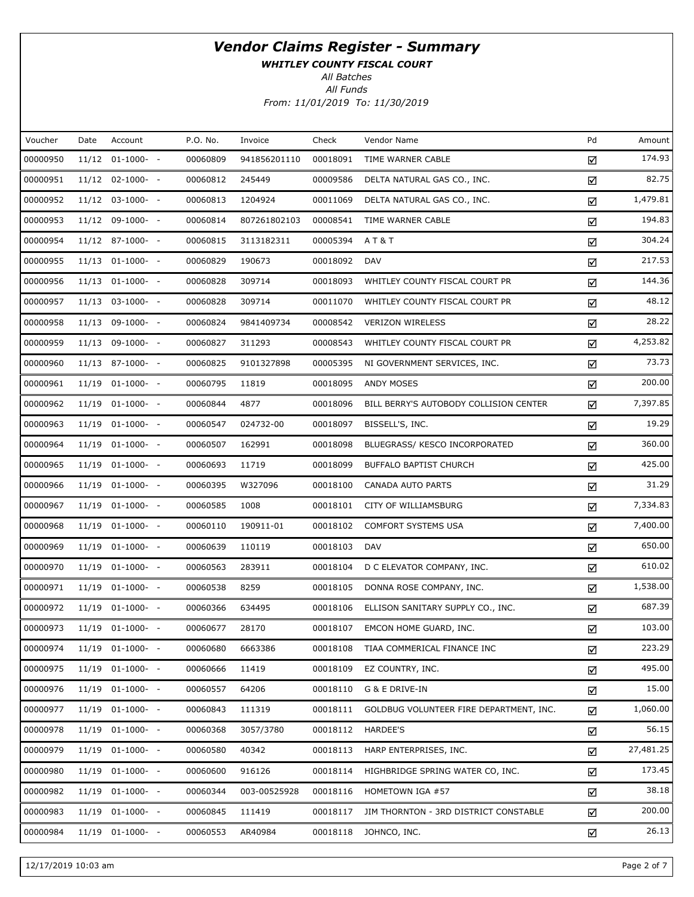# *Vendor Claims Register - Summary*

***WHITLEY COUNTY FISCAL COURT***

*All Batches*

*All Funds*

*From: 11/01/2019 To: 11/30/2019*

| Voucher | Date | Account | P.O. No. | Invoice | Check | Vendor Name | Pd | Amount |
|---|---|---|---|---|---|---|---|---|
| 00000950 | 11/12 | 01-1000- - | 00060809 | 941856201110 | 00018091 | TIME WARNER CABLE | ☑ | 174.93 |
| 00000951 | 11/12 | 02-1000- - | 00060812 | 245449 | 00009586 | DELTA NATURAL GAS CO., INC. | ☑ | 82.75 |
| 00000952 | 11/12 | 03-1000- - | 00060813 | 1204924 | 00011069 | DELTA NATURAL GAS CO., INC. | ☑ | 1,479.81 |
| 00000953 | 11/12 | 09-1000- - | 00060814 | 807261802103 | 00008541 | TIME WARNER CABLE | ☑ | 194.83 |
| 00000954 | 11/12 | 87-1000- - | 00060815 | 3113182311 | 00005394 | A T & T | ☑ | 304.24 |
| 00000955 | 11/13 | 01-1000- - | 00060829 | 190673 | 00018092 | DAV | ☑ | 217.53 |
| 00000956 | 11/13 | 01-1000- - | 00060828 | 309714 | 00018093 | WHITLEY COUNTY FISCAL COURT PR | ☑ | 144.36 |
| 00000957 | 11/13 | 03-1000- - | 00060828 | 309714 | 00011070 | WHITLEY COUNTY FISCAL COURT PR | ☑ | 48.12 |
| 00000958 | 11/13 | 09-1000- - | 00060824 | 9841409734 | 00008542 | VERIZON WIRELESS | ☑ | 28.22 |
| 00000959 | 11/13 | 09-1000- - | 00060827 | 311293 | 00008543 | WHITLEY COUNTY FISCAL COURT PR | ☑ | 4,253.82 |
| 00000960 | 11/13 | 87-1000- - | 00060825 | 9101327898 | 00005395 | NI GOVERNMENT SERVICES, INC. | ☑ | 73.73 |
| 00000961 | 11/19 | 01-1000- - | 00060795 | 11819 | 00018095 | ANDY MOSES | ☑ | 200.00 |
| 00000962 | 11/19 | 01-1000- - | 00060844 | 4877 | 00018096 | BILL BERRY'S AUTOBODY COLLISION CENTER | ☑ | 7,397.85 |
| 00000963 | 11/19 | 01-1000- - | 00060547 | 024732-00 | 00018097 | BISSELL'S, INC. | ☑ | 19.29 |
| 00000964 | 11/19 | 01-1000- - | 00060507 | 162991 | 00018098 | BLUEGRASS/ KESCO INCORPORATED | ☑ | 360.00 |
| 00000965 | 11/19 | 01-1000- - | 00060693 | 11719 | 00018099 | BUFFALO BAPTIST CHURCH | ☑ | 425.00 |
| 00000966 | 11/19 | 01-1000- - | 00060395 | W327096 | 00018100 | CANADA AUTO PARTS | ☑ | 31.29 |
| 00000967 | 11/19 | 01-1000- - | 00060585 | 1008 | 00018101 | CITY OF WILLIAMSBURG | ☑ | 7,334.83 |
| 00000968 | 11/19 | 01-1000- - | 00060110 | 190911-01 | 00018102 | COMFORT SYSTEMS USA | ☑ | 7,400.00 |
| 00000969 | 11/19 | 01-1000- - | 00060639 | 110119 | 00018103 | DAV | ☑ | 650.00 |
| 00000970 | 11/19 | 01-1000- - | 00060563 | 283911 | 00018104 | D C ELEVATOR COMPANY, INC. | ☑ | 610.02 |
| 00000971 | 11/19 | 01-1000- - | 00060538 | 8259 | 00018105 | DONNA ROSE COMPANY, INC. | ☑ | 1,538.00 |
| 00000972 | 11/19 | 01-1000- - | 00060366 | 634495 | 00018106 | ELLISON SANITARY SUPPLY CO., INC. | ☑ | 687.39 |
| 00000973 | 11/19 | 01-1000- - | 00060677 | 28170 | 00018107 | EMCON HOME GUARD, INC. | ☑ | 103.00 |
| 00000974 | 11/19 | 01-1000- - | 00060680 | 6663386 | 00018108 | TIAA COMMERICAL FINANCE INC | ☑ | 223.29 |
| 00000975 | 11/19 | 01-1000- - | 00060666 | 11419 | 00018109 | EZ COUNTRY, INC. | ☑ | 495.00 |
| 00000976 | 11/19 | 01-1000- - | 00060557 | 64206 | 00018110 | G & E DRIVE-IN | ☑ | 15.00 |
| 00000977 | 11/19 | 01-1000- - | 00060843 | 111319 | 00018111 | GOLDBUG VOLUNTEER FIRE DEPARTMENT, INC. | ☑ | 1,060.00 |
| 00000978 | 11/19 | 01-1000- - | 00060368 | 3057/3780 | 00018112 | HARDEE'S | ☑ | 56.15 |
| 00000979 | 11/19 | 01-1000- - | 00060580 | 40342 | 00018113 | HARP ENTERPRISES, INC. | ☑ | 27,481.25 |
| 00000980 | 11/19 | 01-1000- - | 00060600 | 916126 | 00018114 | HIGHBRIDGE SPRING WATER CO, INC. | ☑ | 173.45 |
| 00000982 | 11/19 | 01-1000- - | 00060344 | 003-00525928 | 00018116 | HOMETOWN IGA #57 | ☑ | 38.18 |
| 00000983 | 11/19 | 01-1000- - | 00060845 | 111419 | 00018117 | JIM THORNTON - 3RD DISTRICT CONSTABLE | ☑ | 200.00 |
| 00000984 | 11/19 | 01-1000- - | 00060553 | AR40984 | 00018118 | JOHNCO, INC. | ☑ | 26.13 |

12/17/2019 10:03 am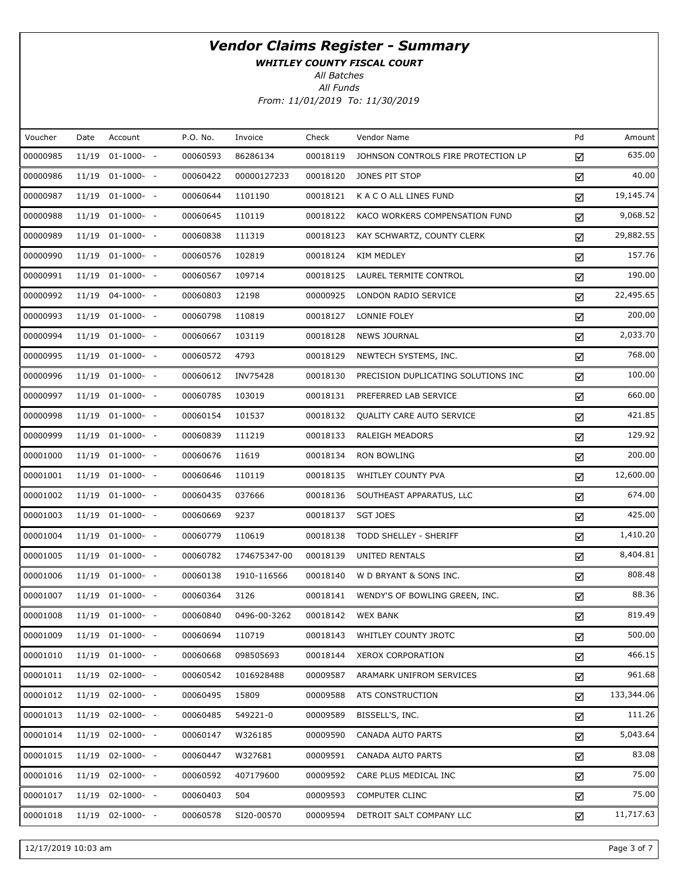# Vendor Claims Register - Summary

***WHITLEY COUNTY FISCAL COURT***

*All Batches*

*All Funds*

*From: 11/01/2019 To: 11/30/2019*

| Voucher | Date | Account | P.O. No. | Invoice | Check | Vendor Name | Pd | Amount |
|---|---|---|---|---|---|---|---|---|
| 00000985 | 11/19 | 01-1000- - | 00060593 | 86286134 | 00018119 | JOHNSON CONTROLS FIRE PROTECTION LP | ☑ | 635.00 |
| 00000986 | 11/19 | 01-1000- - | 00060422 | 00000127233 | 00018120 | JONES PIT STOP | ☑ | 40.00 |
| 00000987 | 11/19 | 01-1000- - | 00060644 | 1101190 | 00018121 | K A C O ALL LINES FUND | ☑ | 19,145.74 |
| 00000988 | 11/19 | 01-1000- - | 00060645 | 110119 | 00018122 | KACO WORKERS COMPENSATION FUND | ☑ | 9,068.52 |
| 00000989 | 11/19 | 01-1000- - | 00060838 | 111319 | 00018123 | KAY SCHWARTZ, COUNTY CLERK | ☑ | 29,882.55 |
| 00000990 | 11/19 | 01-1000- - | 00060576 | 102819 | 00018124 | KIM MEDLEY | ☑ | 157.76 |
| 00000991 | 11/19 | 01-1000- - | 00060567 | 109714 | 00018125 | LAUREL TERMITE CONTROL | ☑ | 190.00 |
| 00000992 | 11/19 | 04-1000- - | 00060803 | 12198 | 00000925 | LONDON RADIO SERVICE | ☑ | 22,495.65 |
| 00000993 | 11/19 | 01-1000- - | 00060798 | 110819 | 00018127 | LONNIE FOLEY | ☑ | 200.00 |
| 00000994 | 11/19 | 01-1000- - | 00060667 | 103119 | 00018128 | NEWS JOURNAL | ☑ | 2,033.70 |
| 00000995 | 11/19 | 01-1000- - | 00060572 | 4793 | 00018129 | NEWTECH SYSTEMS, INC. | ☑ | 768.00 |
| 00000996 | 11/19 | 01-1000- - | 00060612 | INV75428 | 00018130 | PRECISION DUPLICATING SOLUTIONS INC | ☑ | 100.00 |
| 00000997 | 11/19 | 01-1000- - | 00060785 | 103019 | 00018131 | PREFERRED LAB SERVICE | ☑ | 660.00 |
| 00000998 | 11/19 | 01-1000- - | 00060154 | 101537 | 00018132 | QUALITY CARE AUTO SERVICE | ☑ | 421.85 |
| 00000999 | 11/19 | 01-1000- - | 00060839 | 111219 | 00018133 | RALEIGH MEADORS | ☑ | 129.92 |
| 00001000 | 11/19 | 01-1000- - | 00060676 | 11619 | 00018134 | RON BOWLING | ☑ | 200.00 |
| 00001001 | 11/19 | 01-1000- - | 00060646 | 110119 | 00018135 | WHITLEY COUNTY PVA | ☑ | 12,600.00 |
| 00001002 | 11/19 | 01-1000- - | 00060435 | 037666 | 00018136 | SOUTHEAST APPARATUS, LLC | ☑ | 674.00 |
| 00001003 | 11/19 | 01-1000- - | 00060669 | 9237 | 00018137 | SGT JOES | ☑ | 425.00 |
| 00001004 | 11/19 | 01-1000- - | 00060779 | 110619 | 00018138 | TODD SHELLEY - SHERIFF | ☑ | 1,410.20 |
| 00001005 | 11/19 | 01-1000- - | 00060782 | 174675347-00 | 00018139 | UNITED RENTALS | ☑ | 8,404.81 |
| 00001006 | 11/19 | 01-1000- - | 00060138 | 1910-116566 | 00018140 | W D BRYANT & SONS INC. | ☑ | 808.48 |
| 00001007 | 11/19 | 01-1000- - | 00060364 | 3126 | 00018141 | WENDY'S OF BOWLING GREEN, INC. | ☑ | 88.36 |
| 00001008 | 11/19 | 01-1000- - | 00060840 | 0496-00-3262 | 00018142 | WEX BANK | ☑ | 819.49 |
| 00001009 | 11/19 | 01-1000- - | 00060694 | 110719 | 00018143 | WHITLEY COUNTY JROTC | ☑ | 500.00 |
| 00001010 | 11/19 | 01-1000- - | 00060668 | 098505693 | 00018144 | XEROX CORPORATION | ☑ | 466.15 |
| 00001011 | 11/19 | 02-1000- - | 00060542 | 1016928488 | 00009587 | ARAMARK UNIFROM SERVICES | ☑ | 961.68 |
| 00001012 | 11/19 | 02-1000- - | 00060495 | 15809 | 00009588 | ATS CONSTRUCTION | ☑ | 133,344.06 |
| 00001013 | 11/19 | 02-1000- - | 00060485 | 549221-0 | 00009589 | BISSELL'S, INC. | ☑ | 111.26 |
| 00001014 | 11/19 | 02-1000- - | 00060147 | W326185 | 00009590 | CANADA AUTO PARTS | ☑ | 5,043.64 |
| 00001015 | 11/19 | 02-1000- - | 00060447 | W327681 | 00009591 | CANADA AUTO PARTS | ☑ | 83.08 |
| 00001016 | 11/19 | 02-1000- - | 00060592 | 407179600 | 00009592 | CARE PLUS MEDICAL INC | ☑ | 75.00 |
| 00001017 | 11/19 | 02-1000- - | 00060403 | 504 | 00009593 | COMPUTER CLINC | ☑ | 75.00 |
| 00001018 | 11/19 | 02-1000- - | 00060578 | SI20-00570 | 00009594 | DETROIT SALT COMPANY LLC | ☑ | 11,717.63 |

12/17/2019 10:03 am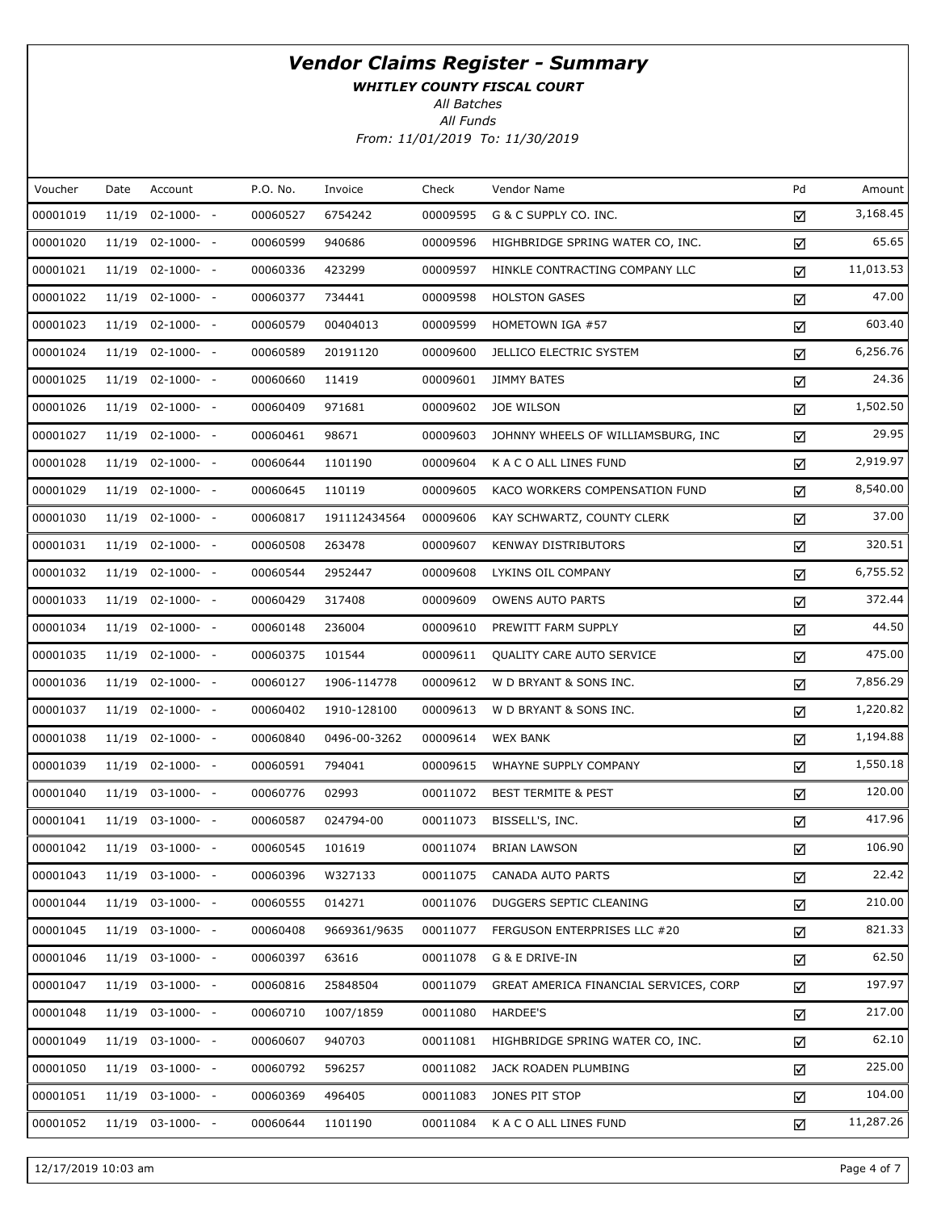# *Vendor Claims Register - Summary*

***WHITLEY COUNTY FISCAL COURT***

*All Batches*

*All Funds*

*From: 11/01/2019 To: 11/30/2019*

| Voucher | Date | Account | P.O. No. | Invoice | Check | Vendor Name | Pd | Amount |
|---|---|---|---|---|---|---|---|---|
| 00001019 | 11/19 | 02-1000- - | 00060527 | 6754242 | 00009595 | G & C SUPPLY CO. INC. | ☑ | 3,168.45 |
| 00001020 | 11/19 | 02-1000- - | 00060599 | 940686 | 00009596 | HIGHBRIDGE SPRING WATER CO, INC. | ☑ | 65.65 |
| 00001021 | 11/19 | 02-1000- - | 00060336 | 423299 | 00009597 | HINKLE CONTRACTING COMPANY LLC | ☑ | 11,013.53 |
| 00001022 | 11/19 | 02-1000- - | 00060377 | 734441 | 00009598 | HOLSTON GASES | ☑ | 47.00 |
| 00001023 | 11/19 | 02-1000- - | 00060579 | 00404013 | 00009599 | HOMETOWN IGA #57 | ☑ | 603.40 |
| 00001024 | 11/19 | 02-1000- - | 00060589 | 20191120 | 00009600 | JELLICO ELECTRIC SYSTEM | ☑ | 6,256.76 |
| 00001025 | 11/19 | 02-1000- - | 00060660 | 11419 | 00009601 | JIMMY BATES | ☑ | 24.36 |
| 00001026 | 11/19 | 02-1000- - | 00060409 | 971681 | 00009602 | JOE WILSON | ☑ | 1,502.50 |
| 00001027 | 11/19 | 02-1000- - | 00060461 | 98671 | 00009603 | JOHNNY WHEELS OF WILLIAMSBURG, INC | ☑ | 29.95 |
| 00001028 | 11/19 | 02-1000- - | 00060644 | 1101190 | 00009604 | K A C O ALL LINES FUND | ☑ | 2,919.97 |
| 00001029 | 11/19 | 02-1000- - | 00060645 | 110119 | 00009605 | KACO WORKERS COMPENSATION FUND | ☑ | 8,540.00 |
| 00001030 | 11/19 | 02-1000- - | 00060817 | 191112434564 | 00009606 | KAY SCHWARTZ, COUNTY CLERK | ☑ | 37.00 |
| 00001031 | 11/19 | 02-1000- - | 00060508 | 263478 | 00009607 | KENWAY DISTRIBUTORS | ☑ | 320.51 |
| 00001032 | 11/19 | 02-1000- - | 00060544 | 2952447 | 00009608 | LYKINS OIL COMPANY | ☑ | 6,755.52 |
| 00001033 | 11/19 | 02-1000- - | 00060429 | 317408 | 00009609 | OWENS AUTO PARTS | ☑ | 372.44 |
| 00001034 | 11/19 | 02-1000- - | 00060148 | 236004 | 00009610 | PREWITT FARM SUPPLY | ☑ | 44.50 |
| 00001035 | 11/19 | 02-1000- - | 00060375 | 101544 | 00009611 | QUALITY CARE AUTO SERVICE | ☑ | 475.00 |
| 00001036 | 11/19 | 02-1000- - | 00060127 | 1906-114778 | 00009612 | W D BRYANT & SONS INC. | ☑ | 7,856.29 |
| 00001037 | 11/19 | 02-1000- - | 00060402 | 1910-128100 | 00009613 | W D BRYANT & SONS INC. | ☑ | 1,220.82 |
| 00001038 | 11/19 | 02-1000- - | 00060840 | 0496-00-3262 | 00009614 | WEX BANK | ☑ | 1,194.88 |
| 00001039 | 11/19 | 02-1000- - | 00060591 | 794041 | 00009615 | WHAYNE SUPPLY COMPANY | ☑ | 1,550.18 |
| 00001040 | 11/19 | 03-1000- - | 00060776 | 02993 | 00011072 | BEST TERMITE & PEST | ☑ | 120.00 |
| 00001041 | 11/19 | 03-1000- - | 00060587 | 024794-00 | 00011073 | BISSELL'S, INC. | ☑ | 417.96 |
| 00001042 | 11/19 | 03-1000- - | 00060545 | 101619 | 00011074 | BRIAN LAWSON | ☑ | 106.90 |
| 00001043 | 11/19 | 03-1000- - | 00060396 | W327133 | 00011075 | CANADA AUTO PARTS | ☑ | 22.42 |
| 00001044 | 11/19 | 03-1000- - | 00060555 | 014271 | 00011076 | DUGGERS SEPTIC CLEANING | ☑ | 210.00 |
| 00001045 | 11/19 | 03-1000- - | 00060408 | 9669361/9635 | 00011077 | FERGUSON ENTERPRISES LLC #20 | ☑ | 821.33 |
| 00001046 | 11/19 | 03-1000- - | 00060397 | 63616 | 00011078 | G & E DRIVE-IN | ☑ | 62.50 |
| 00001047 | 11/19 | 03-1000- - | 00060816 | 25848504 | 00011079 | GREAT AMERICA FINANCIAL SERVICES, CORP | ☑ | 197.97 |
| 00001048 | 11/19 | 03-1000- - | 00060710 | 1007/1859 | 00011080 | HARDEE'S | ☑ | 217.00 |
| 00001049 | 11/19 | 03-1000- - | 00060607 | 940703 | 00011081 | HIGHBRIDGE SPRING WATER CO, INC. | ☑ | 62.10 |
| 00001050 | 11/19 | 03-1000- - | 00060792 | 596257 | 00011082 | JACK ROADEN PLUMBING | ☑ | 225.00 |
| 00001051 | 11/19 | 03-1000- - | 00060369 | 496405 | 00011083 | JONES PIT STOP | ☑ | 104.00 |
| 00001052 | 11/19 | 03-1000- - | 00060644 | 1101190 | 00011084 | K A C O ALL LINES FUND | ☑ | 11,287.26 |

12/17/2019 10:03 am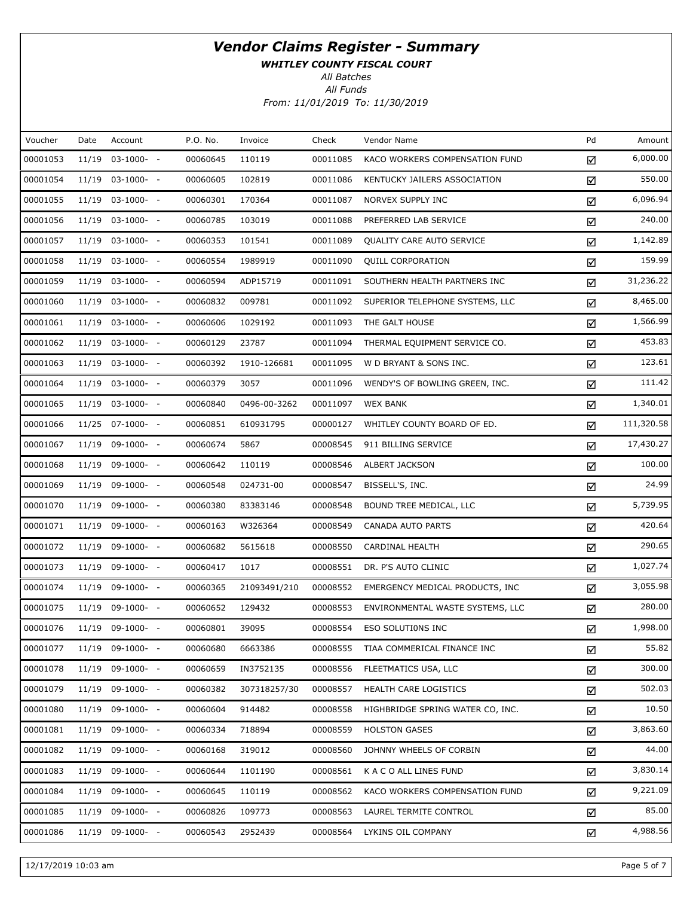# Vendor Claims Register - Summary

***WHITLEY COUNTY FISCAL COURT***

*All Batches*

*All Funds*

*From: 11/01/2019 To: 11/30/2019*

| Voucher | Date | Account | P.O. No. | Invoice | Check | Vendor Name | Pd | Amount |
|---|---|---|---|---|---|---|---|---|
| 00001053 | 11/19 | 03-1000- - | 00060645 | 110119 | 00011085 | KACO WORKERS COMPENSATION FUND | ☑ | 6,000.00 |
| 00001054 | 11/19 | 03-1000- - | 00060605 | 102819 | 00011086 | KENTUCKY JAILERS ASSOCIATION | ☑ | 550.00 |
| 00001055 | 11/19 | 03-1000- - | 00060301 | 170364 | 00011087 | NORVEX SUPPLY INC | ☑ | 6,096.94 |
| 00001056 | 11/19 | 03-1000- - | 00060785 | 103019 | 00011088 | PREFERRED LAB SERVICE | ☑ | 240.00 |
| 00001057 | 11/19 | 03-1000- - | 00060353 | 101541 | 00011089 | QUALITY CARE AUTO SERVICE | ☑ | 1,142.89 |
| 00001058 | 11/19 | 03-1000- - | 00060554 | 1989919 | 00011090 | QUILL CORPORATION | ☑ | 159.99 |
| 00001059 | 11/19 | 03-1000- - | 00060594 | ADP15719 | 00011091 | SOUTHERN HEALTH PARTNERS INC | ☑ | 31,236.22 |
| 00001060 | 11/19 | 03-1000- - | 00060832 | 009781 | 00011092 | SUPERIOR TELEPHONE SYSTEMS, LLC | ☑ | 8,465.00 |
| 00001061 | 11/19 | 03-1000- - | 00060606 | 1029192 | 00011093 | THE GALT HOUSE | ☑ | 1,566.99 |
| 00001062 | 11/19 | 03-1000- - | 00060129 | 23787 | 00011094 | THERMAL EQUIPMENT SERVICE CO. | ☑ | 453.83 |
| 00001063 | 11/19 | 03-1000- - | 00060392 | 1910-126681 | 00011095 | W D BRYANT & SONS INC. | ☑ | 123.61 |
| 00001064 | 11/19 | 03-1000- - | 00060379 | 3057 | 00011096 | WENDY'S OF BOWLING GREEN, INC. | ☑ | 111.42 |
| 00001065 | 11/19 | 03-1000- - | 00060840 | 0496-00-3262 | 00011097 | WEX BANK | ☑ | 1,340.01 |
| 00001066 | 11/25 | 07-1000- - | 00060851 | 610931795 | 00000127 | WHITLEY COUNTY BOARD OF ED. | ☑ | 111,320.58 |
| 00001067 | 11/19 | 09-1000- - | 00060674 | 5867 | 00008545 | 911 BILLING SERVICE | ☑ | 17,430.27 |
| 00001068 | 11/19 | 09-1000- - | 00060642 | 110119 | 00008546 | ALBERT JACKSON | ☑ | 100.00 |
| 00001069 | 11/19 | 09-1000- - | 00060548 | 024731-00 | 00008547 | BISSELL'S, INC. | ☑ | 24.99 |
| 00001070 | 11/19 | 09-1000- - | 00060380 | 83383146 | 00008548 | BOUND TREE MEDICAL, LLC | ☑ | 5,739.95 |
| 00001071 | 11/19 | 09-1000- - | 00060163 | W326364 | 00008549 | CANADA AUTO PARTS | ☑ | 420.64 |
| 00001072 | 11/19 | 09-1000- - | 00060682 | 5615618 | 00008550 | CARDINAL HEALTH | ☑ | 290.65 |
| 00001073 | 11/19 | 09-1000- - | 00060417 | 1017 | 00008551 | DR. P'S AUTO CLINIC | ☑ | 1,027.74 |
| 00001074 | 11/19 | 09-1000- - | 00060365 | 21093491/210 | 00008552 | EMERGENCY MEDICAL PRODUCTS, INC | ☑ | 3,055.98 |
| 00001075 | 11/19 | 09-1000- - | 00060652 | 129432 | 00008553 | ENVIRONMENTAL WASTE SYSTEMS, LLC | ☑ | 280.00 |
| 00001076 | 11/19 | 09-1000- - | 00060801 | 39095 | 00008554 | ESO SOLUTI0NS INC | ☑ | 1,998.00 |
| 00001077 | 11/19 | 09-1000- - | 00060680 | 6663386 | 00008555 | TIAA COMMERICAL FINANCE INC | ☑ | 55.82 |
| 00001078 | 11/19 | 09-1000- - | 00060659 | IN3752135 | 00008556 | FLEETMATICS USA, LLC | ☑ | 300.00 |
| 00001079 | 11/19 | 09-1000- - | 00060382 | 307318257/30 | 00008557 | HEALTH CARE LOGISTICS | ☑ | 502.03 |
| 00001080 | 11/19 | 09-1000- - | 00060604 | 914482 | 00008558 | HIGHBRIDGE SPRING WATER CO, INC. | ☑ | 10.50 |
| 00001081 | 11/19 | 09-1000- - | 00060334 | 718894 | 00008559 | HOLSTON GASES | ☑ | 3,863.60 |
| 00001082 | 11/19 | 09-1000- - | 00060168 | 319012 | 00008560 | JOHNNY WHEELS OF CORBIN | ☑ | 44.00 |
| 00001083 | 11/19 | 09-1000- - | 00060644 | 1101190 | 00008561 | K A C O ALL LINES FUND | ☑ | 3,830.14 |
| 00001084 | 11/19 | 09-1000- - | 00060645 | 110119 | 00008562 | KACO WORKERS COMPENSATION FUND | ☑ | 9,221.09 |
| 00001085 | 11/19 | 09-1000- - | 00060826 | 109773 | 00008563 | LAUREL TERMITE CONTROL | ☑ | 85.00 |
| 00001086 | 11/19 | 09-1000- - | 00060543 | 2952439 | 00008564 | LYKINS OIL COMPANY | ☑ | 4,988.56 |

12/17/2019 10:03 am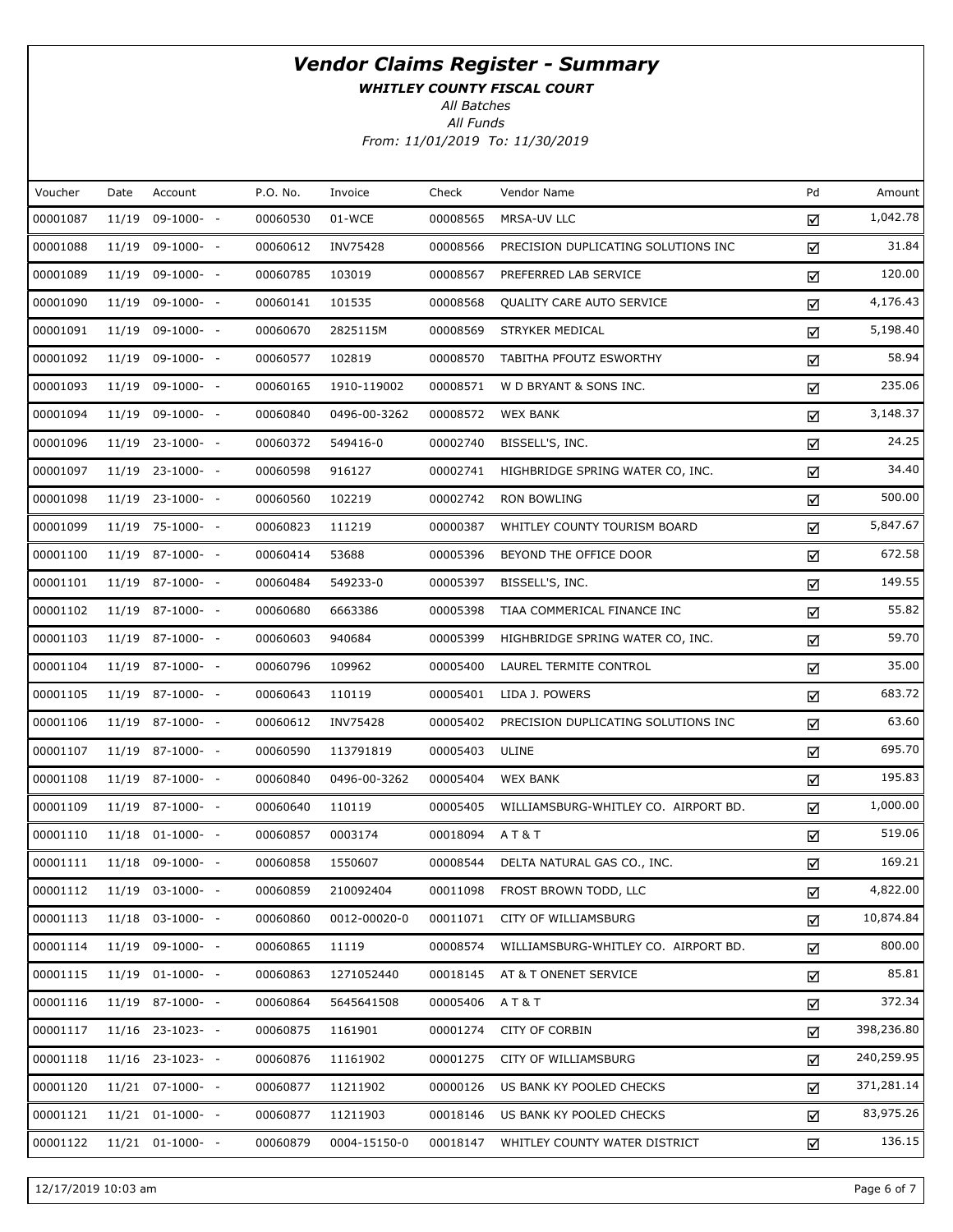# *Vendor Claims Register - Summary*

***WHITLEY COUNTY FISCAL COURT***

*All Batches*

*All Funds*

*From: 11/01/2019 To: 11/30/2019*

| Voucher | Date | Account | P.O. No. | Invoice | Check | Vendor Name | Pd | Amount |
|---|---|---|---|---|---|---|---|---|
| 00001087 | 11/19 | 09-1000- - | 00060530 | 01-WCE | 00008565 | MRSA-UV LLC | ☑ | 1,042.78 |
| 00001088 | 11/19 | 09-1000- - | 00060612 | INV75428 | 00008566 | PRECISION DUPLICATING SOLUTIONS INC | ☑ | 31.84 |
| 00001089 | 11/19 | 09-1000- - | 00060785 | 103019 | 00008567 | PREFERRED LAB SERVICE | ☑ | 120.00 |
| 00001090 | 11/19 | 09-1000- - | 00060141 | 101535 | 00008568 | QUALITY CARE AUTO SERVICE | ☑ | 4,176.43 |
| 00001091 | 11/19 | 09-1000- - | 00060670 | 2825115M | 00008569 | STRYKER MEDICAL | ☑ | 5,198.40 |
| 00001092 | 11/19 | 09-1000- - | 00060577 | 102819 | 00008570 | TABITHA PFOUTZ ESWORTHY | ☑ | 58.94 |
| 00001093 | 11/19 | 09-1000- - | 00060165 | 1910-119002 | 00008571 | W D BRYANT & SONS INC. | ☑ | 235.06 |
| 00001094 | 11/19 | 09-1000- - | 00060840 | 0496-00-3262 | 00008572 | WEX BANK | ☑ | 3,148.37 |
| 00001096 | 11/19 | 23-1000- - | 00060372 | 549416-0 | 00002740 | BISSELL'S, INC. | ☑ | 24.25 |
| 00001097 | 11/19 | 23-1000- - | 00060598 | 916127 | 00002741 | HIGHBRIDGE SPRING WATER CO, INC. | ☑ | 34.40 |
| 00001098 | 11/19 | 23-1000- - | 00060560 | 102219 | 00002742 | RON BOWLING | ☑ | 500.00 |
| 00001099 | 11/19 | 75-1000- - | 00060823 | 111219 | 00000387 | WHITLEY COUNTY TOURISM BOARD | ☑ | 5,847.67 |
| 00001100 | 11/19 | 87-1000- - | 00060414 | 53688 | 00005396 | BEYOND THE OFFICE DOOR | ☑ | 672.58 |
| 00001101 | 11/19 | 87-1000- - | 00060484 | 549233-0 | 00005397 | BISSELL'S, INC. | ☑ | 149.55 |
| 00001102 | 11/19 | 87-1000- - | 00060680 | 6663386 | 00005398 | TIAA COMMERICAL FINANCE INC | ☑ | 55.82 |
| 00001103 | 11/19 | 87-1000- - | 00060603 | 940684 | 00005399 | HIGHBRIDGE SPRING WATER CO, INC. | ☑ | 59.70 |
| 00001104 | 11/19 | 87-1000- - | 00060796 | 109962 | 00005400 | LAUREL TERMITE CONTROL | ☑ | 35.00 |
| 00001105 | 11/19 | 87-1000- - | 00060643 | 110119 | 00005401 | LIDA J. POWERS | ☑ | 683.72 |
| 00001106 | 11/19 | 87-1000- - | 00060612 | INV75428 | 00005402 | PRECISION DUPLICATING SOLUTIONS INC | ☑ | 63.60 |
| 00001107 | 11/19 | 87-1000- - | 00060590 | 113791819 | 00005403 | ULINE | ☑ | 695.70 |
| 00001108 | 11/19 | 87-1000- - | 00060840 | 0496-00-3262 | 00005404 | WEX BANK | ☑ | 195.83 |
| 00001109 | 11/19 | 87-1000- - | 00060640 | 110119 | 00005405 | WILLIAMSBURG-WHITLEY CO. AIRPORT BD. | ☑ | 1,000.00 |
| 00001110 | 11/18 | 01-1000- - | 00060857 | 0003174 | 00018094 | A T & T | ☑ | 519.06 |
| 00001111 | 11/18 | 09-1000- - | 00060858 | 1550607 | 00008544 | DELTA NATURAL GAS CO., INC. | ☑ | 169.21 |
| 00001112 | 11/19 | 03-1000- - | 00060859 | 210092404 | 00011098 | FROST BROWN TODD, LLC | ☑ | 4,822.00 |
| 00001113 | 11/18 | 03-1000- - | 00060860 | 0012-00020-0 | 00011071 | CITY OF WILLIAMSBURG | ☑ | 10,874.84 |
| 00001114 | 11/19 | 09-1000- - | 00060865 | 11119 | 00008574 | WILLIAMSBURG-WHITLEY CO. AIRPORT BD. | ☑ | 800.00 |
| 00001115 | 11/19 | 01-1000- - | 00060863 | 1271052440 | 00018145 | AT & T ONENET SERVICE | ☑ | 85.81 |
| 00001116 | 11/19 | 87-1000- - | 00060864 | 5645641508 | 00005406 | A T & T | ☑ | 372.34 |
| 00001117 | 11/16 | 23-1023- - | 00060875 | 1161901 | 00001274 | CITY OF CORBIN | ☑ | 398,236.80 |
| 00001118 | 11/16 | 23-1023- - | 00060876 | 11161902 | 00001275 | CITY OF WILLIAMSBURG | ☑ | 240,259.95 |
| 00001120 | 11/21 | 07-1000- - | 00060877 | 11211902 | 00000126 | US BANK KY POOLED CHECKS | ☑ | 371,281.14 |
| 00001121 | 11/21 | 01-1000- - | 00060877 | 11211903 | 00018146 | US BANK KY POOLED CHECKS | ☑ | 83,975.26 |
| 00001122 | 11/21 | 01-1000- - | 00060879 | 0004-15150-0 | 00018147 | WHITLEY COUNTY WATER DISTRICT | ☑ | 136.15 |

12/17/2019 10:03 am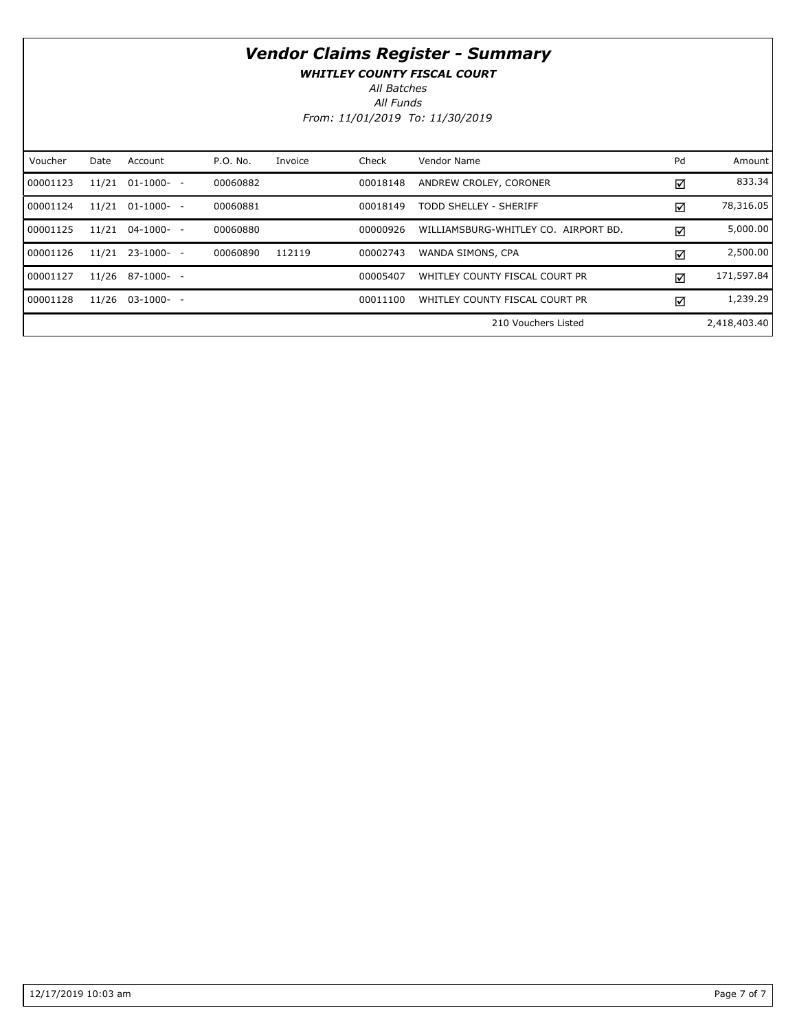# *Vendor Claims Register - Summary*

***WHITLEY COUNTY FISCAL COURT***

*All Batches*

*All Funds*

*From: 11/01/2019 To: 11/30/2019*

| Voucher | Date | Account | P.O. No. | Invoice | Check | Vendor Name | Pd | Amount |
|---|---|---|---|---|---|---|---|---|
| 00001123 | 11/21 | 01-1000- - | 00060882 | | 00018148 | ANDREW CROLEY, CORONER | ☑ | 833.34 |
| 00001124 | 11/21 | 01-1000- - | 00060881 | | 00018149 | TODD SHELLEY - SHERIFF | ☑ | 78,316.05 |
| 00001125 | 11/21 | 04-1000- - | 00060880 | | 00000926 | WILLIAMSBURG-WHITLEY CO. AIRPORT BD. | ☑ | 5,000.00 |
| 00001126 | 11/21 | 23-1000- - | 00060890 | 112119 | 00002743 | WANDA SIMONS, CPA | ☑ | 2,500.00 |
| 00001127 | 11/26 | 87-1000- - | | | 00005407 | WHITLEY COUNTY FISCAL COURT PR | ☑ | 171,597.84 |
| 00001128 | 11/26 | 03-1000- - | | | 00011100 | WHITLEY COUNTY FISCAL COURT PR | ☑ | 1,239.29 |
| | | | | | | 210 Vouchers Listed | | 2,418,403.40 |

12/17/2019 10:03 am